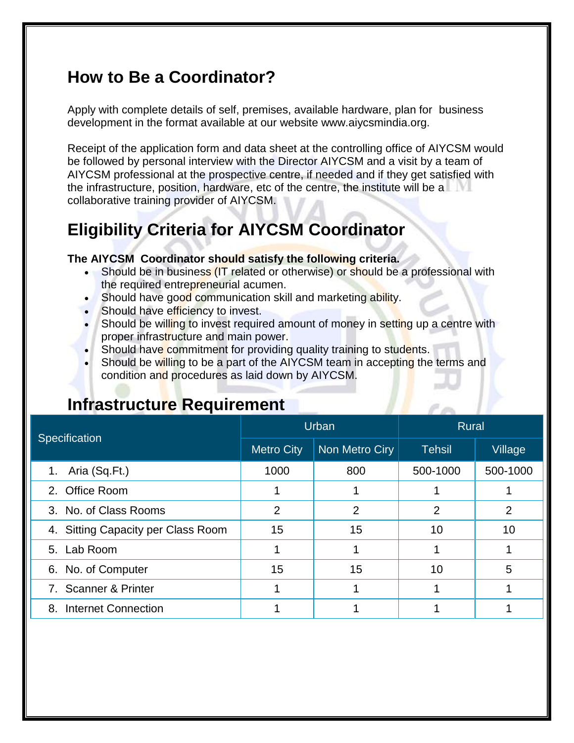## How to Be a Coordinator?

Apply with complete details of self, premises, available hardware, plan for business development in the format available at our website www.aiycsmindia.org.

Receipt of the application form and data sheet at the controlling office of AIYCSM would be followed by personal interview with the Director AIYCSM and a visit by a team of AIYCSM professional at the prospective centre, if needed and if they get satisfied with the infrastructure, position, hardware, etc of the centre, the institute will be a collaborative training provider of AIYCSM.

## Eligibility Criteria for AIYCSM Coordinator

**The AIYCSM Coordinator should satisfy the following criteria.**

- Should be in business (IT related or otherwise) or should be a professional with the required entrepreneurial acumen.
- Should have good communication skill and marketing ability.
- Should have efficiency to invest.
- Should be willing to invest required amount of money in setting up a centre with proper infrastructure and main power.
- Should have commitment for providing quality training to students.
- Should be willing to be a part of the AIYCSM team in accepting the terms and condition and procedures as laid down by AIYCSM.

## Infrastructure Requirement

| Specification | Urban | | Rural | |
|---|---|---|---|---|
| | Metro City | Non Metro Ciry | Tehsil | Village |
| 1. Aria (Sq.Ft.) | 1000 | 800 | 500-1000 | 500-1000 |
| 2. Office Room | 1 | 1 | 1 | 1 |
| 3. No. of Class Rooms | 2 | 2 | 2 | 2 |
| 4. Sitting Capacity per Class Room | 15 | 15 | 10 | 10 |
| 5. Lab Room | 1 | 1 | 1 | 1 |
| 6. No. of Computer | 15 | 15 | 10 | 5 |
| 7. Scanner & Printer | 1 | 1 | 1 | 1 |
| 8. Internet Connection | 1 | 1 | 1 | 1 |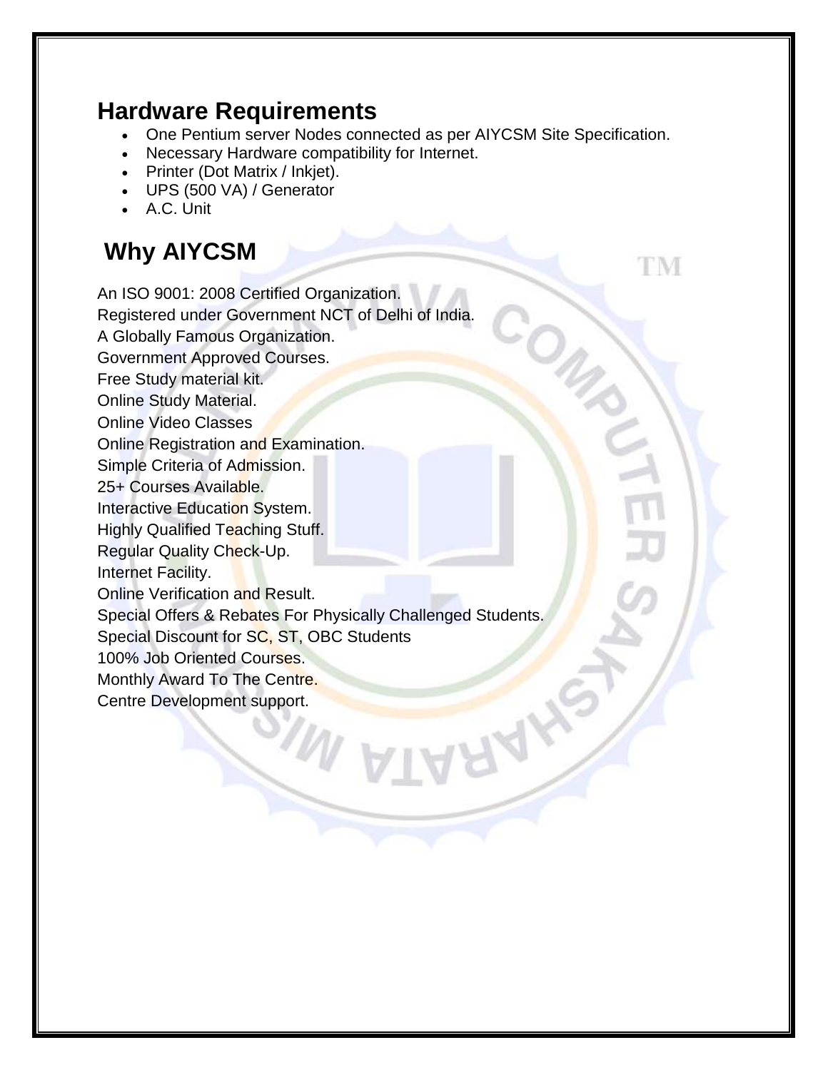## Hardware Requirements

- One Pentium server Nodes connected as per AIYCSM Site Specification.
- Necessary Hardware compatibility for Internet.
- Printer (Dot Matrix / Inkjet).
- UPS (500 VA) / Generator
- A.C. Unit

## Why AIYCSM

An ISO 9001: 2008 Certified Organization.
Registered under Government NCT of Delhi of India.
A Globally Famous Organization.
Government Approved Courses.
Free Study material kit.
Online Study Material.
Online Video Classes
Online Registration and Examination.
Simple Criteria of Admission.
25+ Courses Available.
Interactive Education System.
Highly Qualified Teaching Stuff.
Regular Quality Check-Up.
Internet Facility.
Online Verification and Result.
Special Offers & Rebates For Physically Challenged Students.
Special Discount for SC, ST, OBC Students
100% Job Oriented Courses.
Monthly Award To The Centre.
Centre Development support.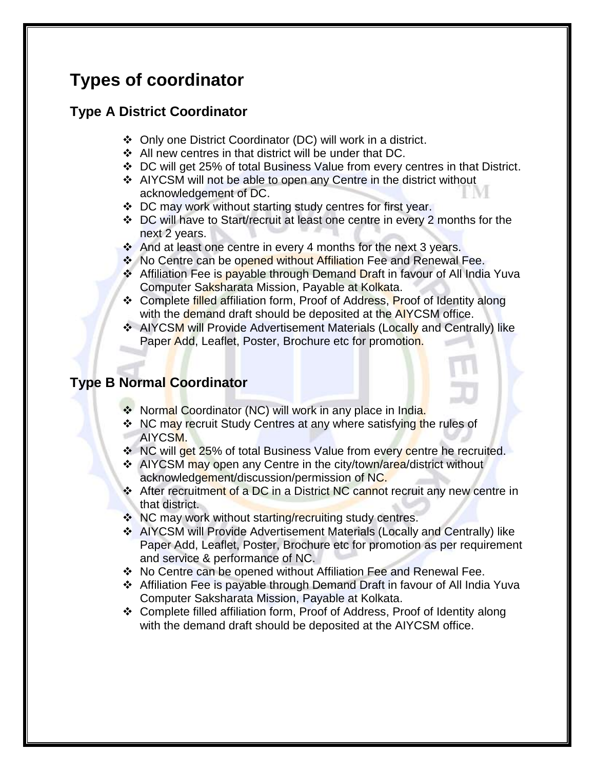# Types of coordinator

## Type A District Coordinator

- Only one District Coordinator (DC) will work in a district.
- All new centres in that district will be under that DC.
- DC will get 25% of total Business Value from every centres in that District.
- AIYCSM will not be able to open any Centre in the district without acknowledgement of DC.
- DC may work without starting study centres for first year.
- DC will have to Start/recruit at least one centre in every 2 months for the next 2 years.
- And at least one centre in every 4 months for the next 3 years.
- No Centre can be opened without Affiliation Fee and Renewal Fee.
- Affiliation Fee is payable through Demand Draft in favour of All India Yuva Computer Saksharata Mission, Payable at Kolkata.
- Complete filled affiliation form, Proof of Address, Proof of Identity along with the demand draft should be deposited at the AIYCSM office.
- AIYCSM will Provide Advertisement Materials (Locally and Centrally) like Paper Add, Leaflet, Poster, Brochure etc for promotion.

## Type B Normal Coordinator

- Normal Coordinator (NC) will work in any place in India.
- NC may recruit Study Centres at any where satisfying the rules of AIYCSM.
- NC will get 25% of total Business Value from every centre he recruited.
- AIYCSM may open any Centre in the city/town/area/district without acknowledgement/discussion/permission of NC.
- After recruitment of a DC in a District NC cannot recruit any new centre in that district.
- NC may work without starting/recruiting study centres.
- AIYCSM will Provide Advertisement Materials (Locally and Centrally) like Paper Add, Leaflet, Poster, Brochure etc for promotion as per requirement and service & performance of NC.
- No Centre can be opened without Affiliation Fee and Renewal Fee.
- Affiliation Fee is payable through Demand Draft in favour of All India Yuva Computer Saksharata Mission, Payable at Kolkata.
- Complete filled affiliation form, Proof of Address, Proof of Identity along with the demand draft should be deposited at the AIYCSM office.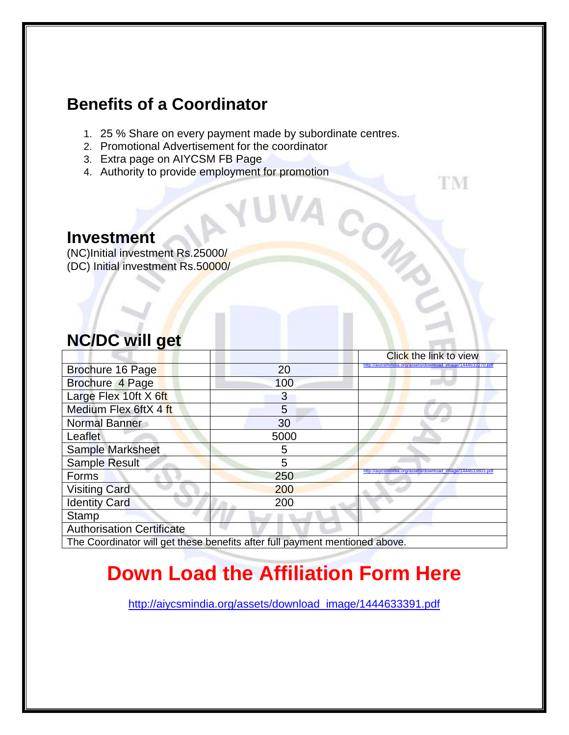## Benefits of a Coordinator

1. 25 % Share on every payment made by subordinate centres.
2. Promotional Advertisement for the coordinator
3. Extra page on AIYCSM FB Page
4. Authority to provide employment for promotion

## Investment

(NC)Initial investment Rs.25000/
(DC) Initial investment Rs.50000/

## NC/DC will get

| | | Click the link to view |
|---|---|---|
| Brochure 16 Page | 20 | http://aiycsmindia.org/assets/download_image/1444633270.pdf |
| Brochure 4 Page | 100 | |
| Large Flex 10ft X 6ft | 3 | |
| Medium Flex 6ftX 4 ft | 5 | |
| Normal Banner | 30 | |
| Leaflet | 5000 | |
| Sample Marksheet | 5 | |
| Sample Result | 5 | |
| Forms | 250 | http://aiycsmindia.org/assets/download_image/1444633803.pdf |
| Visiting Card | 200 | |
| Identity Card | 200 | |
| Stamp | | |
| Authorisation Certificate | | |
| The Coordinator will get these benefits after full payment mentioned above. | | |

# Down Load the Affiliation Form Here

http://aiycsmindia.org/assets/download_image/1444633391.pdf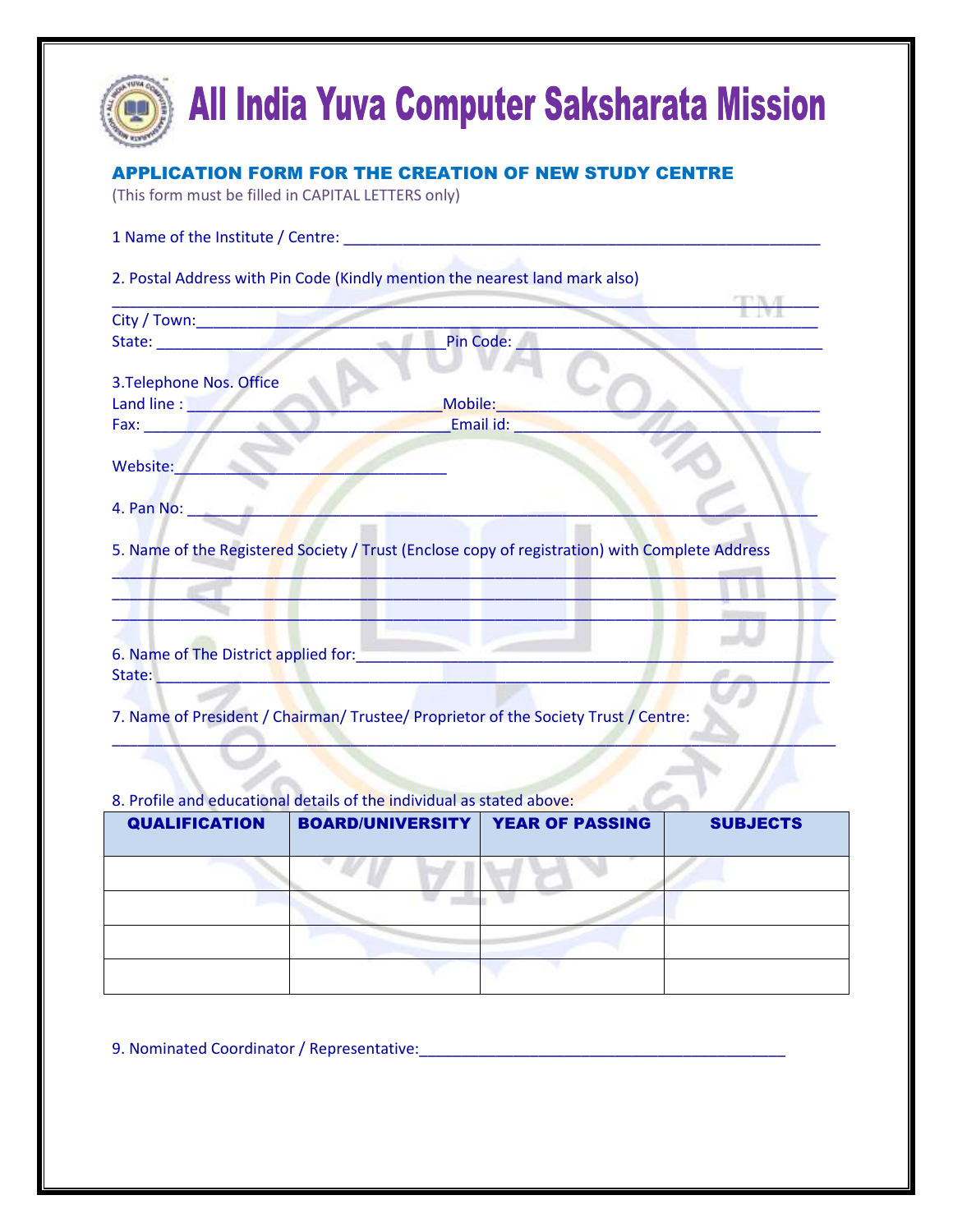# All India Yuva Computer Saksharata Mission

## APPLICATION FORM FOR THE CREATION OF NEW STUDY CENTRE

(This form must be filled in CAPITAL LETTERS only)

1 Name of the Institute / Centre: ________________________________________________________

2. Postal Address with Pin Code (Kindly mention the nearest land mark also)

____________________________________________________________________________________

City / Town:_________________________________________________________________________

State: __________________________________Pin Code: ___________________________________

3.Telephone Nos. Office

Land line : ______________________________Mobile:____________________________________

Fax: __________________________________Email id: ___________________________________

Website:______________________________

4. Pan No: __________________________________________________________________________

5. Name of the Registered Society / Trust (Enclose copy of registration) with Complete Address

____________________________________________________________________________________

____________________________________________________________________________________

____________________________________________________________________________________

6. Name of The District applied for:_______________________________________________________

State: _____________________________________________________________________________

7. Name of President / Chairman/ Trustee/ Proprietor of the Society Trust / Centre:

____________________________________________________________________________________

8. Profile and educational details of the individual as stated above:

| QUALIFICATION | BOARD/UNIVERSITY | YEAR OF PASSING | SUBJECTS |
|---|---|---|---|
| | | | |
| | | | |
| | | | |
| | | | |

9. Nominated Coordinator / Representative:___________________________________________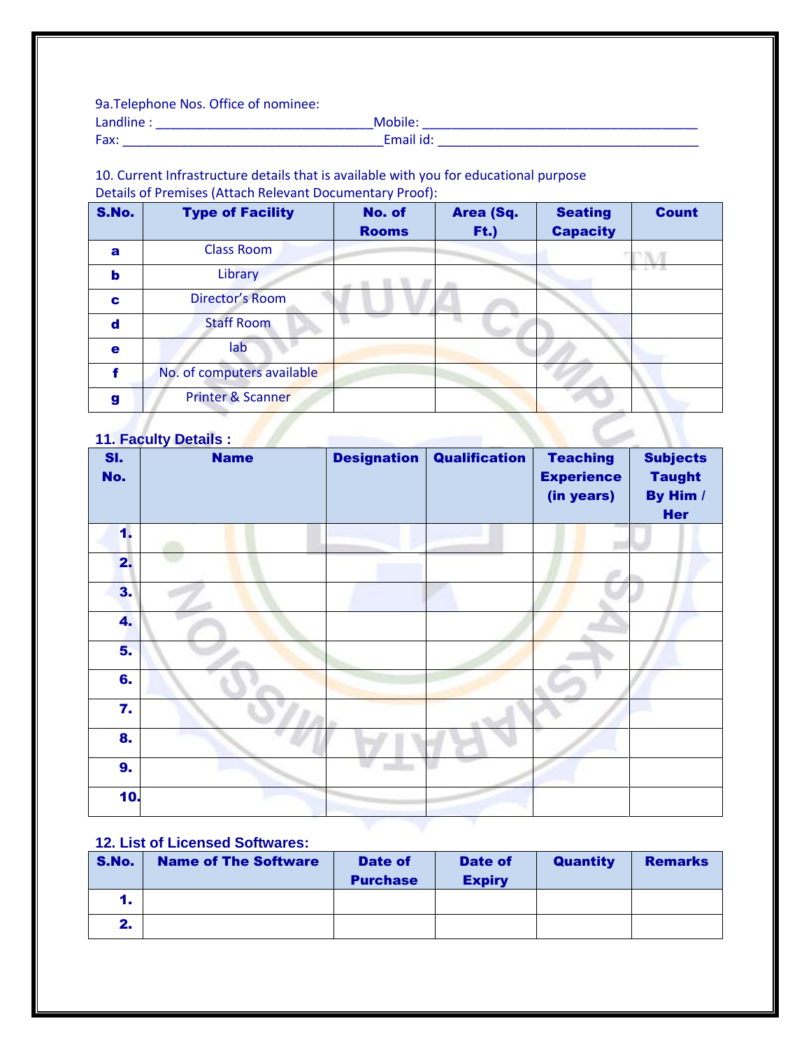9a.Telephone Nos. Office of nominee:

Landline : ______________________________Mobile: ______________________________________

Fax: ____________________________________Email id: ____________________________________

10. Current Infrastructure details that is available with you for educational purpose

Details of Premises (Attach Relevant Documentary Proof):

| S.No. | Type of Facility | No. of Rooms | Area (Sq. Ft.) | Seating Capacity | Count |
|---|---|---|---|---|---|
| a | Class Room | | | | |
| b | Library | | | | |
| c | Director's Room | | | | |
| d | Staff Room | | | | |
| e | lab | | | | |
| f | No. of computers available | | | | |
| g | Printer & Scanner | | | | |

**11. Faculty Details :**

| Sl. No. | Name | Designation | Qualification | Teaching Experience (in years) | Subjects Taught By Him / Her |
|---|---|---|---|---|---|
| 1. | | | | | |
| 2. | | | | | |
| 3. | | | | | |
| 4. | | | | | |
| 5. | | | | | |
| 6. | | | | | |
| 7. | | | | | |
| 8. | | | | | |
| 9. | | | | | |
| 10. | | | | | |

**12. List of Licensed Softwares:**

| S.No. | Name of The Software | Date of Purchase | Date of Expiry | Quantity | Remarks |
|---|---|---|---|---|---|
| 1. | | | | | |
| 2. | | | | | |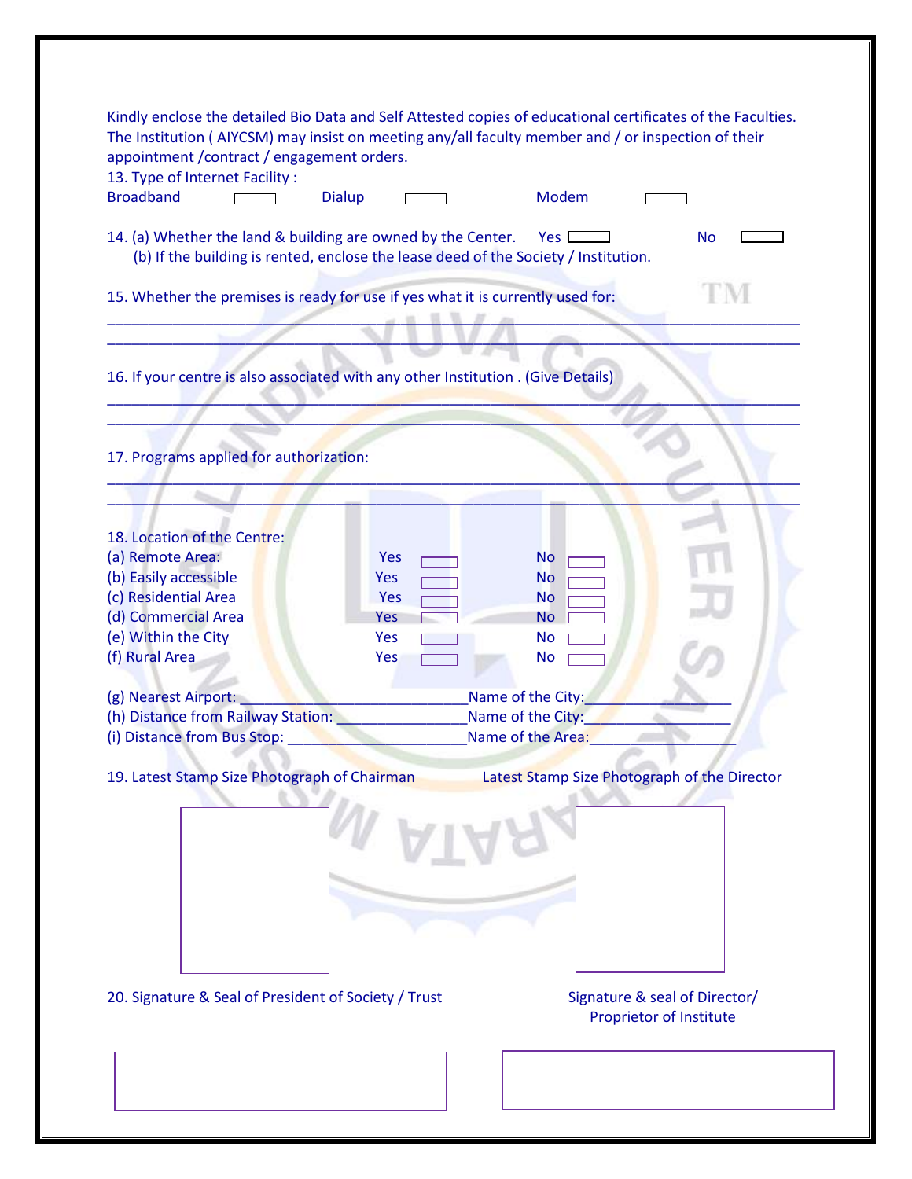Kindly enclose the detailed Bio Data and Self Attested copies of educational certificates of the Faculties. The Institution ( AIYCSM) may insist on meeting any/all faculty member and / or inspection of their appointment /contract / engagement orders.

13. Type of Internet Facility :

Broadband ☐ Dialup ☐ Modem ☐

14. (a) Whether the land & building are owned by the Center. Yes ☐ No ☐

(b) If the building is rented, enclose the lease deed of the Society / Institution.

15. Whether the premises is ready for use if yes what it is currently used for:

______________________________________________________________________________

______________________________________________________________________________

16. If your centre is also associated with any other Institution . (Give Details)

______________________________________________________________________________

______________________________________________________________________________

17. Programs applied for authorization:

______________________________________________________________________________

______________________________________________________________________________

18. Location of the Centre:

| | | |
|---|---|---|
| (a) Remote Area: | Yes ☐ | No ☐ |
| (b) Easily accessible | Yes ☐ | No ☐ |
| (c) Residential Area | Yes ☐ | No ☐ |
| (d) Commercial Area | Yes ☐ | No ☐ |
| (e) Within the City | Yes ☐ | No ☐ |
| (f) Rural Area | Yes ☐ | No ☐ |

(g) Nearest Airport: ____________________________Name of the City:__________________

(h) Distance from Railway Station: ________________Name of the City:__________________

(i) Distance from Bus Stop: ______________________Name of the Area:_________________

19. Latest Stamp Size Photograph of Chairman Latest Stamp Size Photograph of the Director

20. Signature & Seal of President of Society / Trust Signature & seal of Director/ Proprietor of Institute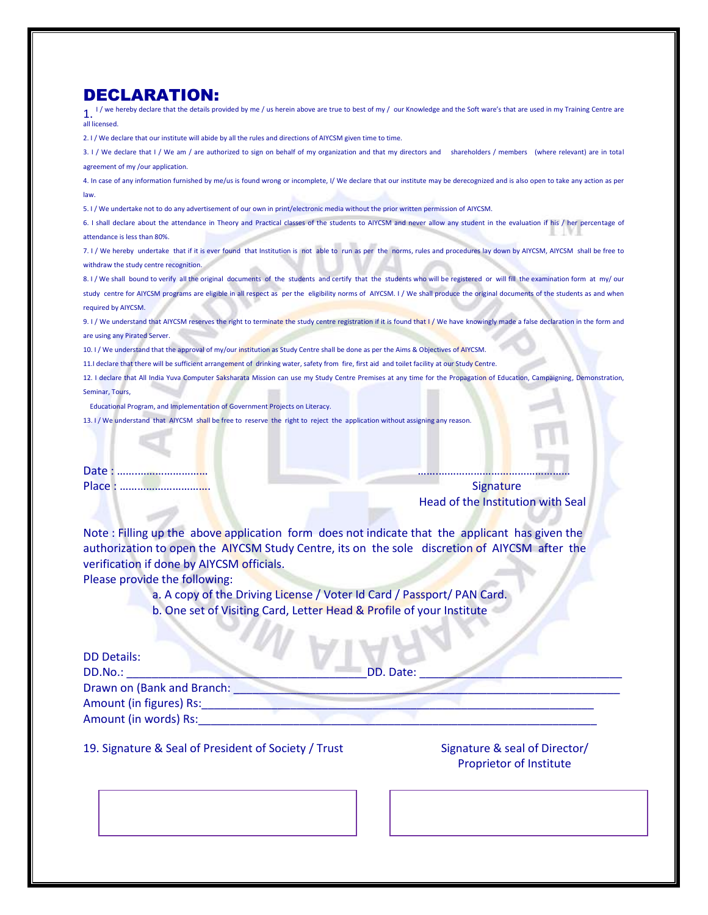# DECLARATION:

1. I / we hereby declare that the details provided by me / us herein above are true to best of my / our Knowledge and the Soft ware's that are used in my Training Centre are all licensed.

2. I / We declare that our institute will abide by all the rules and directions of AIYCSM given time to time.

3. I / We declare that I / We am / are authorized to sign on behalf of my organization and that my directors and shareholders / members (where relevant) are in total agreement of my /our application.

4. In case of any information furnished by me/us is found wrong or incomplete, I/ We declare that our institute may be derecognized and is also open to take any action as per law.

5. I / We undertake not to do any advertisement of our own in print/electronic media without the prior written permission of AIYCSM.

6. I shall declare about the attendance in Theory and Practical classes of the students to AIYCSM and never allow any student in the evaluation if his / her percentage of attendance is less than 80%.

7. I / We hereby undertake that if it is ever found that Institution is not able to run as per the norms, rules and procedures lay down by AIYCSM, AIYCSM shall be free to withdraw the study centre recognition.

8. I / We shall bound to verify all the original documents of the students and certify that the students who will be registered or will fill the examination form at my/ our study centre for AIYCSM programs are eligible in all respect as per the eligibility norms of AIYCSM. I / We shall produce the original documents of the students as and when required by AIYCSM.

9. I / We understand that AIYCSM reserves the right to terminate the study centre registration if it is found that I / We have knowingly made a false declaration in the form and are using any Pirated Server.

10. I / We understand that the approval of my/our institution as Study Centre shall be done as per the Aims & Objectives of AIYCSM.

11.I declare that there will be sufficient arrangement of drinking water, safety from fire, first aid and toilet facility at our Study Centre.

12. I declare that All India Yuva Computer Saksharata Mission can use my Study Centre Premises at any time for the Propagation of Education, Campaigning, Demonstration, Seminar, Tours,
Educational Program, and Implementation of Government Projects on Literacy.

13. I / We understand that AIYCSM shall be free to reserve the right to reject the application without assigning any reason.

Date : …………………………

Place : …………………………

……………………………………………

Signature

Head of the Institution with Seal

Note : Filling up the above application form does not indicate that the applicant has given the authorization to open the AIYCSM Study Centre, its on the sole discretion of AIYCSM after the verification if done by AIYCSM officials.

Please provide the following:

a. A copy of the Driving License / Voter Id Card / Passport/ PAN Card.
b. One set of Visiting Card, Letter Head & Profile of your Institute

DD Details:

DD.No.: ______________________________ DD. Date: ______________________________

Drawn on (Bank and Branch: ______________________________

Amount (in figures) Rs:______________________________

Amount (in words) Rs:______________________________

19. Signature & Seal of President of Society / Trust

Signature & seal of Director/ Proprietor of Institute